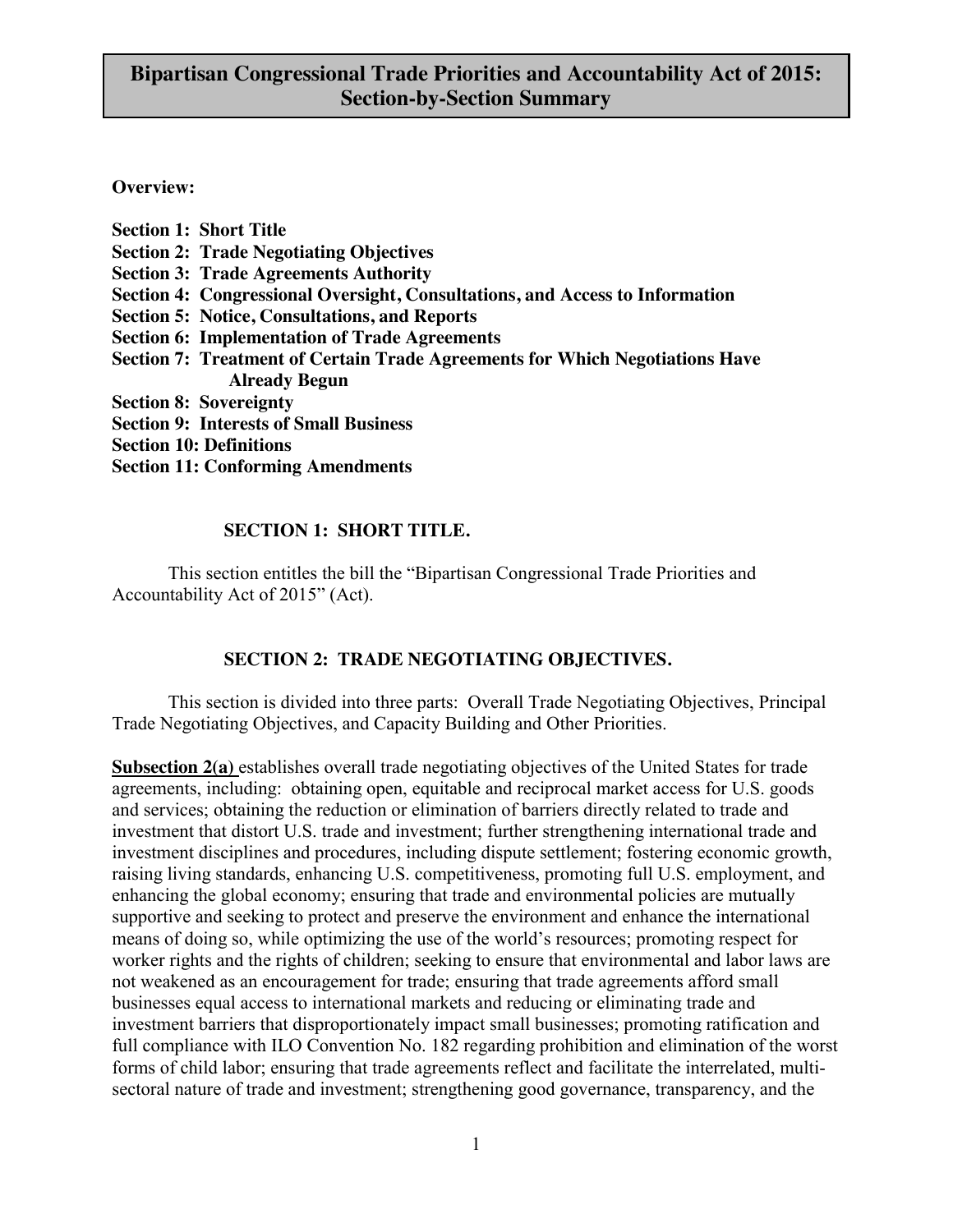# Bipartisan Congressional Trade Priorities and Accountability Act of 2015: Section-by-Section Summary

**Overview:**

**Section 1: Short Title**
**Section 2: Trade Negotiating Objectives**
**Section 3: Trade Agreements Authority**
**Section 4: Congressional Oversight, Consultations, and Access to Information**
**Section 5: Notice, Consultations, and Reports**
**Section 6: Implementation of Trade Agreements**
**Section 7: Treatment of Certain Trade Agreements for Which Negotiations Have Already Begun**
**Section 8: Sovereignty**
**Section 9: Interests of Small Business**
**Section 10: Definitions**
**Section 11: Conforming Amendments**

## SECTION 1: SHORT TITLE.

This section entitles the bill the "Bipartisan Congressional Trade Priorities and Accountability Act of 2015" (Act).

## SECTION 2: TRADE NEGOTIATING OBJECTIVES.

This section is divided into three parts: Overall Trade Negotiating Objectives, Principal Trade Negotiating Objectives, and Capacity Building and Other Priorities.

**Subsection 2(a)** establishes overall trade negotiating objectives of the United States for trade agreements, including: obtaining open, equitable and reciprocal market access for U.S. goods and services; obtaining the reduction or elimination of barriers directly related to trade and investment that distort U.S. trade and investment; further strengthening international trade and investment disciplines and procedures, including dispute settlement; fostering economic growth, raising living standards, enhancing U.S. competitiveness, promoting full U.S. employment, and enhancing the global economy; ensuring that trade and environmental policies are mutually supportive and seeking to protect and preserve the environment and enhance the international means of doing so, while optimizing the use of the world's resources; promoting respect for worker rights and the rights of children; seeking to ensure that environmental and labor laws are not weakened as an encouragement for trade; ensuring that trade agreements afford small businesses equal access to international markets and reducing or eliminating trade and investment barriers that disproportionately impact small businesses; promoting ratification and full compliance with ILO Convention No. 182 regarding prohibition and elimination of the worst forms of child labor; ensuring that trade agreements reflect and facilitate the interrelated, multi-sectoral nature of trade and investment; strengthening good governance, transparency, and the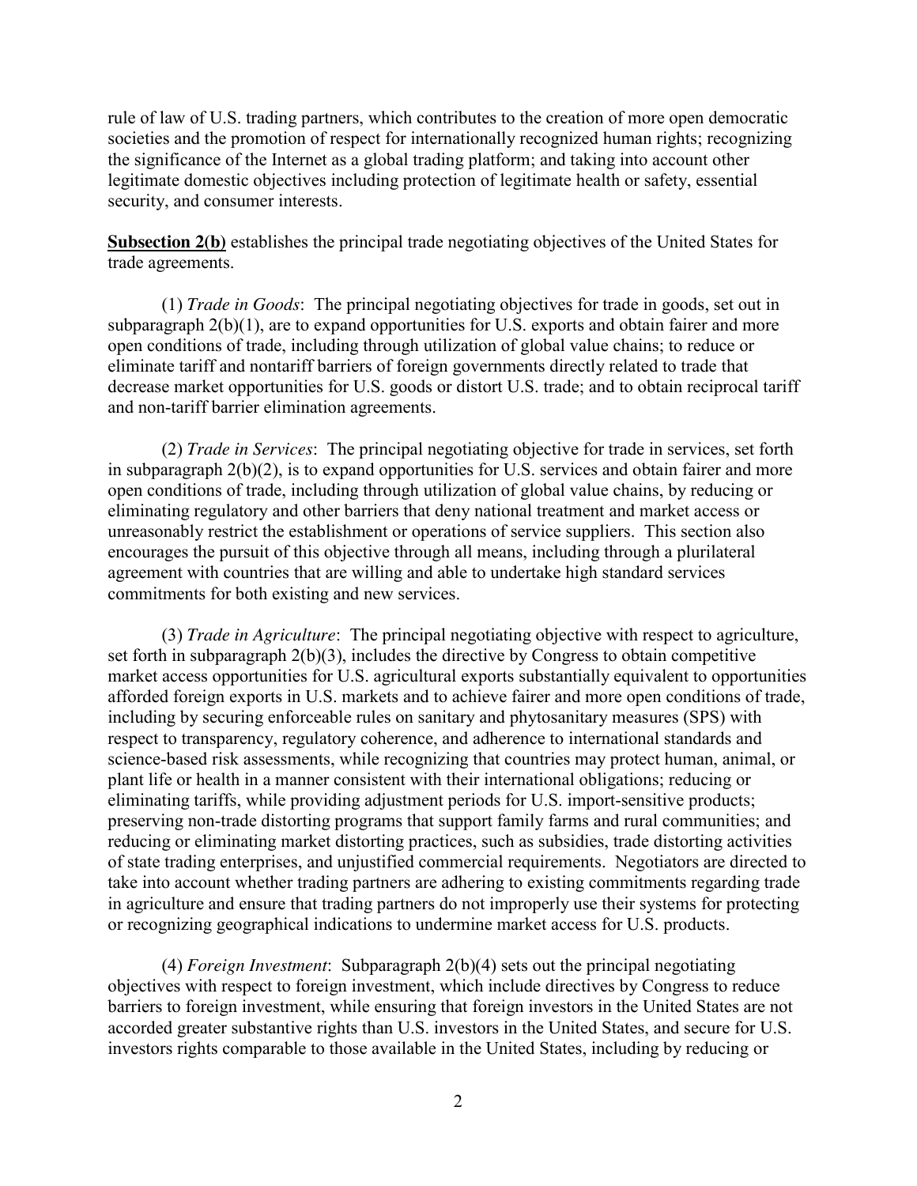rule of law of U.S. trading partners, which contributes to the creation of more open democratic societies and the promotion of respect for internationally recognized human rights; recognizing the significance of the Internet as a global trading platform; and taking into account other legitimate domestic objectives including protection of legitimate health or safety, essential security, and consumer interests.

**Subsection 2(b)** establishes the principal trade negotiating objectives of the United States for trade agreements.

(1) *Trade in Goods*: The principal negotiating objectives for trade in goods, set out in subparagraph 2(b)(1), are to expand opportunities for U.S. exports and obtain fairer and more open conditions of trade, including through utilization of global value chains; to reduce or eliminate tariff and nontariff barriers of foreign governments directly related to trade that decrease market opportunities for U.S. goods or distort U.S. trade; and to obtain reciprocal tariff and non-tariff barrier elimination agreements.

(2) *Trade in Services*: The principal negotiating objective for trade in services, set forth in subparagraph 2(b)(2), is to expand opportunities for U.S. services and obtain fairer and more open conditions of trade, including through utilization of global value chains, by reducing or eliminating regulatory and other barriers that deny national treatment and market access or unreasonably restrict the establishment or operations of service suppliers. This section also encourages the pursuit of this objective through all means, including through a plurilateral agreement with countries that are willing and able to undertake high standard services commitments for both existing and new services.

(3) *Trade in Agriculture*: The principal negotiating objective with respect to agriculture, set forth in subparagraph 2(b)(3), includes the directive by Congress to obtain competitive market access opportunities for U.S. agricultural exports substantially equivalent to opportunities afforded foreign exports in U.S. markets and to achieve fairer and more open conditions of trade, including by securing enforceable rules on sanitary and phytosanitary measures (SPS) with respect to transparency, regulatory coherence, and adherence to international standards and science-based risk assessments, while recognizing that countries may protect human, animal, or plant life or health in a manner consistent with their international obligations; reducing or eliminating tariffs, while providing adjustment periods for U.S. import-sensitive products; preserving non-trade distorting programs that support family farms and rural communities; and reducing or eliminating market distorting practices, such as subsidies, trade distorting activities of state trading enterprises, and unjustified commercial requirements. Negotiators are directed to take into account whether trading partners are adhering to existing commitments regarding trade in agriculture and ensure that trading partners do not improperly use their systems for protecting or recognizing geographical indications to undermine market access for U.S. products.

(4) *Foreign Investment*: Subparagraph 2(b)(4) sets out the principal negotiating objectives with respect to foreign investment, which include directives by Congress to reduce barriers to foreign investment, while ensuring that foreign investors in the United States are not accorded greater substantive rights than U.S. investors in the United States, and secure for U.S. investors rights comparable to those available in the United States, including by reducing or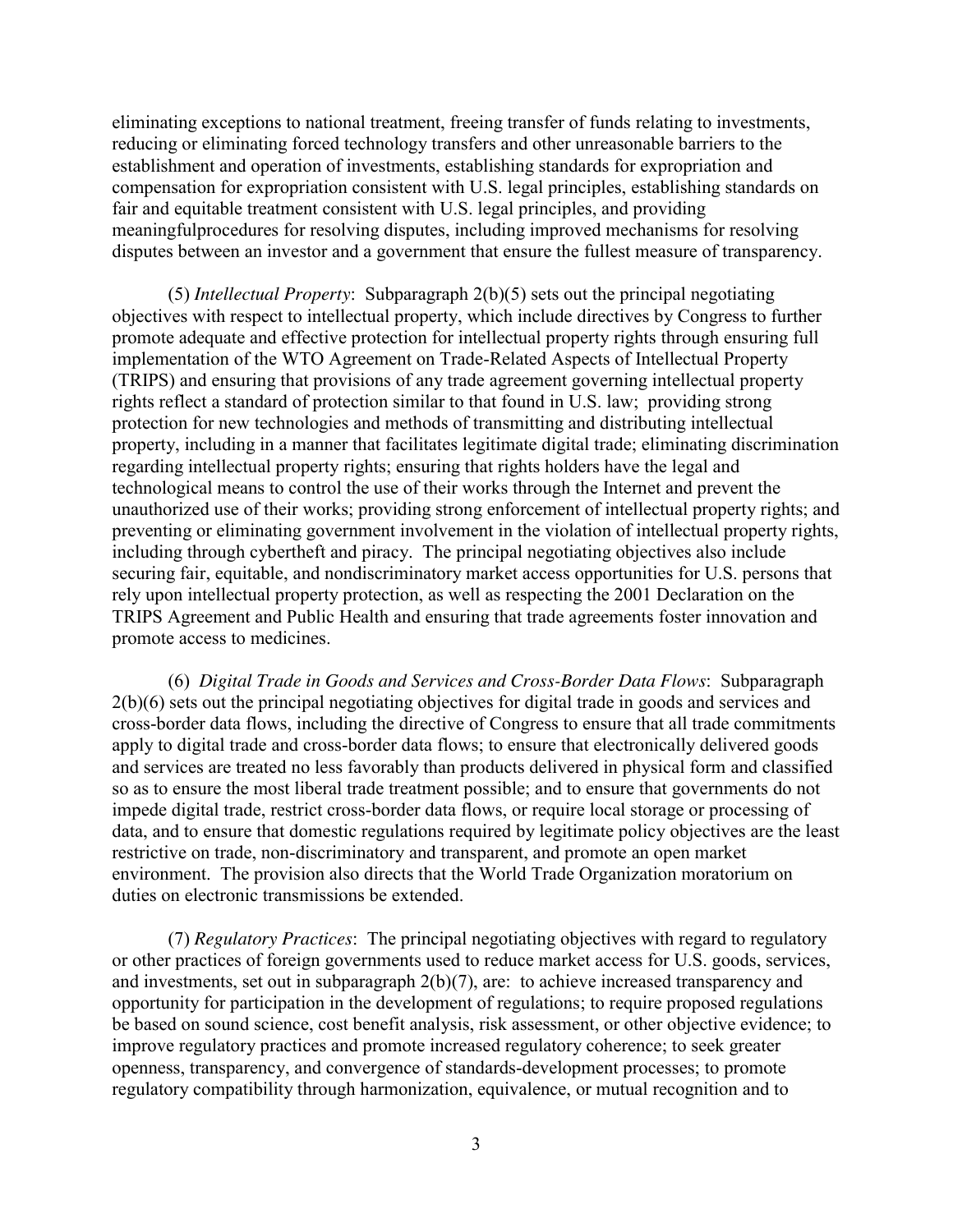eliminating exceptions to national treatment, freeing transfer of funds relating to investments, reducing or eliminating forced technology transfers and other unreasonable barriers to the establishment and operation of investments, establishing standards for expropriation and compensation for expropriation consistent with U.S. legal principles, establishing standards on fair and equitable treatment consistent with U.S. legal principles, and providing meaningfulprocedures for resolving disputes, including improved mechanisms for resolving disputes between an investor and a government that ensure the fullest measure of transparency.

(5) *Intellectual Property*: Subparagraph 2(b)(5) sets out the principal negotiating objectives with respect to intellectual property, which include directives by Congress to further promote adequate and effective protection for intellectual property rights through ensuring full implementation of the WTO Agreement on Trade-Related Aspects of Intellectual Property (TRIPS) and ensuring that provisions of any trade agreement governing intellectual property rights reflect a standard of protection similar to that found in U.S. law; providing strong protection for new technologies and methods of transmitting and distributing intellectual property, including in a manner that facilitates legitimate digital trade; eliminating discrimination regarding intellectual property rights; ensuring that rights holders have the legal and technological means to control the use of their works through the Internet and prevent the unauthorized use of their works; providing strong enforcement of intellectual property rights; and preventing or eliminating government involvement in the violation of intellectual property rights, including through cybertheft and piracy. The principal negotiating objectives also include securing fair, equitable, and nondiscriminatory market access opportunities for U.S. persons that rely upon intellectual property protection, as well as respecting the 2001 Declaration on the TRIPS Agreement and Public Health and ensuring that trade agreements foster innovation and promote access to medicines.

(6) *Digital Trade in Goods and Services and Cross-Border Data Flows*: Subparagraph 2(b)(6) sets out the principal negotiating objectives for digital trade in goods and services and cross-border data flows, including the directive of Congress to ensure that all trade commitments apply to digital trade and cross-border data flows; to ensure that electronically delivered goods and services are treated no less favorably than products delivered in physical form and classified so as to ensure the most liberal trade treatment possible; and to ensure that governments do not impede digital trade, restrict cross-border data flows, or require local storage or processing of data, and to ensure that domestic regulations required by legitimate policy objectives are the least restrictive on trade, non-discriminatory and transparent, and promote an open market environment. The provision also directs that the World Trade Organization moratorium on duties on electronic transmissions be extended.

(7) *Regulatory Practices*: The principal negotiating objectives with regard to regulatory or other practices of foreign governments used to reduce market access for U.S. goods, services, and investments, set out in subparagraph 2(b)(7), are: to achieve increased transparency and opportunity for participation in the development of regulations; to require proposed regulations be based on sound science, cost benefit analysis, risk assessment, or other objective evidence; to improve regulatory practices and promote increased regulatory coherence; to seek greater openness, transparency, and convergence of standards-development processes; to promote regulatory compatibility through harmonization, equivalence, or mutual recognition and to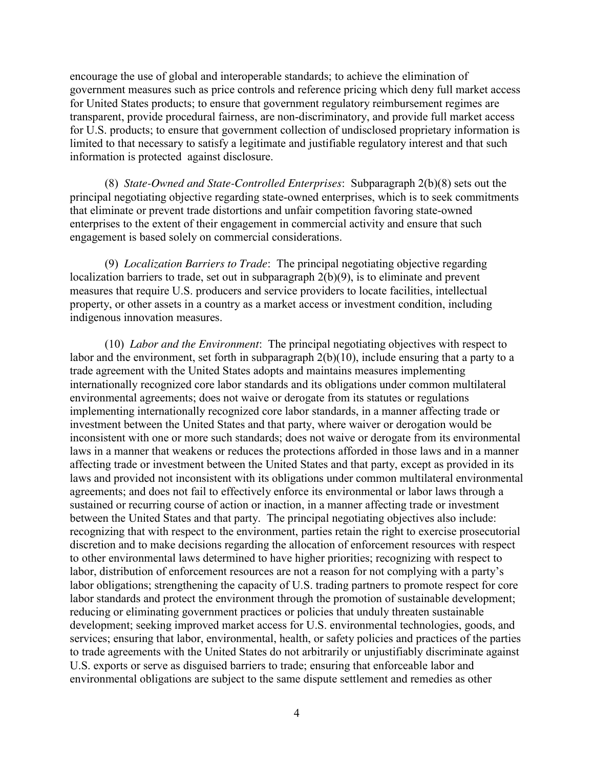encourage the use of global and interoperable standards; to achieve the elimination of government measures such as price controls and reference pricing which deny full market access for United States products; to ensure that government regulatory reimbursement regimes are transparent, provide procedural fairness, are non-discriminatory, and provide full market access for U.S. products; to ensure that government collection of undisclosed proprietary information is limited to that necessary to satisfy a legitimate and justifiable regulatory interest and that such information is protected against disclosure.

(8) *State-Owned and State-Controlled Enterprises*: Subparagraph 2(b)(8) sets out the principal negotiating objective regarding state-owned enterprises, which is to seek commitments that eliminate or prevent trade distortions and unfair competition favoring state-owned enterprises to the extent of their engagement in commercial activity and ensure that such engagement is based solely on commercial considerations.

(9) *Localization Barriers to Trade*: The principal negotiating objective regarding localization barriers to trade, set out in subparagraph 2(b)(9), is to eliminate and prevent measures that require U.S. producers and service providers to locate facilities, intellectual property, or other assets in a country as a market access or investment condition, including indigenous innovation measures.

(10) *Labor and the Environment*: The principal negotiating objectives with respect to labor and the environment, set forth in subparagraph 2(b)(10), include ensuring that a party to a trade agreement with the United States adopts and maintains measures implementing internationally recognized core labor standards and its obligations under common multilateral environmental agreements; does not waive or derogate from its statutes or regulations implementing internationally recognized core labor standards, in a manner affecting trade or investment between the United States and that party, where waiver or derogation would be inconsistent with one or more such standards; does not waive or derogate from its environmental laws in a manner that weakens or reduces the protections afforded in those laws and in a manner affecting trade or investment between the United States and that party, except as provided in its laws and provided not inconsistent with its obligations under common multilateral environmental agreements; and does not fail to effectively enforce its environmental or labor laws through a sustained or recurring course of action or inaction, in a manner affecting trade or investment between the United States and that party. The principal negotiating objectives also include: recognizing that with respect to the environment, parties retain the right to exercise prosecutorial discretion and to make decisions regarding the allocation of enforcement resources with respect to other environmental laws determined to have higher priorities; recognizing with respect to labor, distribution of enforcement resources are not a reason for not complying with a party's labor obligations; strengthening the capacity of U.S. trading partners to promote respect for core labor standards and protect the environment through the promotion of sustainable development; reducing or eliminating government practices or policies that unduly threaten sustainable development; seeking improved market access for U.S. environmental technologies, goods, and services; ensuring that labor, environmental, health, or safety policies and practices of the parties to trade agreements with the United States do not arbitrarily or unjustifiably discriminate against U.S. exports or serve as disguised barriers to trade; ensuring that enforceable labor and environmental obligations are subject to the same dispute settlement and remedies as other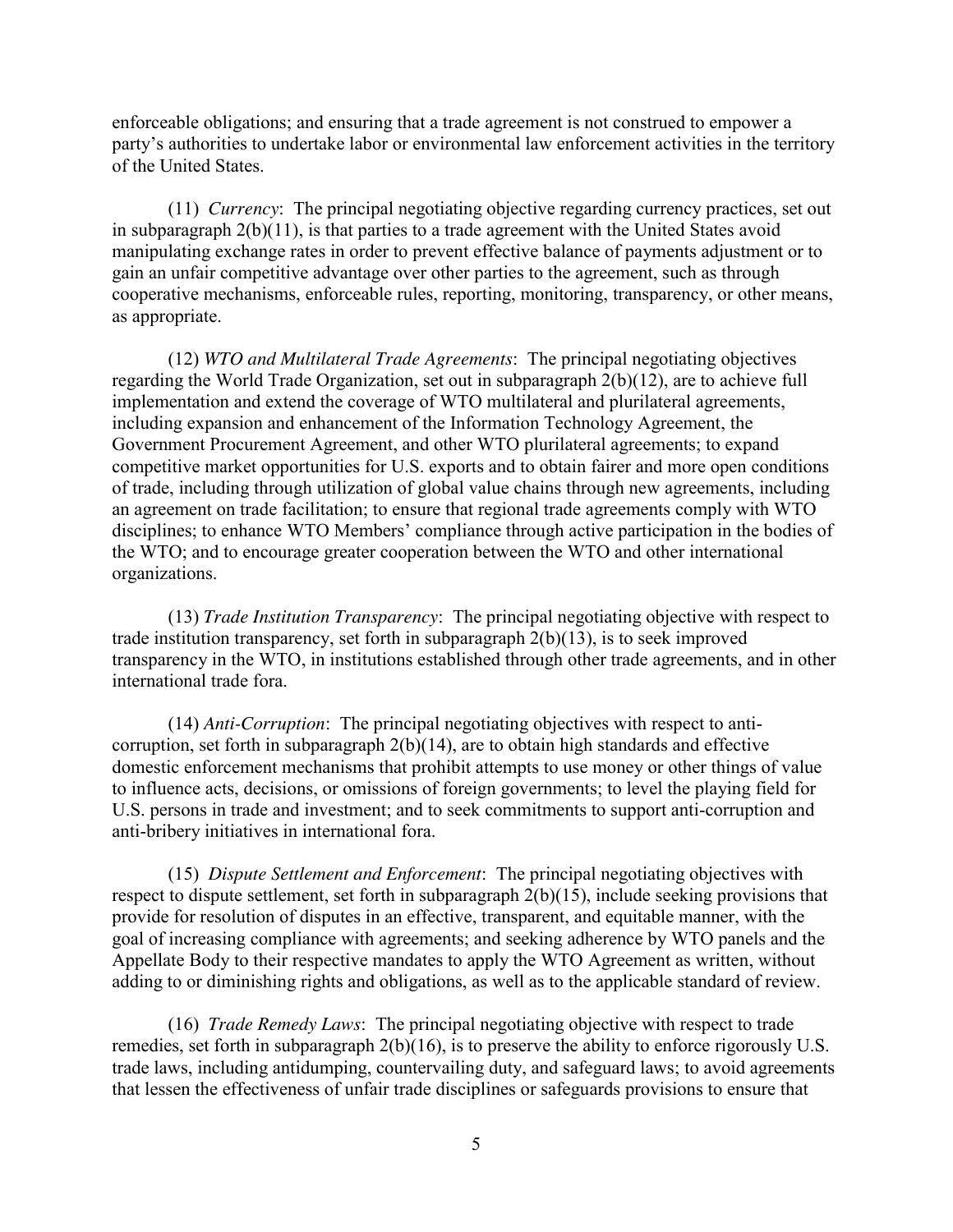enforceable obligations; and ensuring that a trade agreement is not construed to empower a party's authorities to undertake labor or environmental law enforcement activities in the territory of the United States.

(11) *Currency*: The principal negotiating objective regarding currency practices, set out in subparagraph 2(b)(11), is that parties to a trade agreement with the United States avoid manipulating exchange rates in order to prevent effective balance of payments adjustment or to gain an unfair competitive advantage over other parties to the agreement, such as through cooperative mechanisms, enforceable rules, reporting, monitoring, transparency, or other means, as appropriate.

(12) *WTO and Multilateral Trade Agreements*: The principal negotiating objectives regarding the World Trade Organization, set out in subparagraph 2(b)(12), are to achieve full implementation and extend the coverage of WTO multilateral and plurilateral agreements, including expansion and enhancement of the Information Technology Agreement, the Government Procurement Agreement, and other WTO plurilateral agreements; to expand competitive market opportunities for U.S. exports and to obtain fairer and more open conditions of trade, including through utilization of global value chains through new agreements, including an agreement on trade facilitation; to ensure that regional trade agreements comply with WTO disciplines; to enhance WTO Members' compliance through active participation in the bodies of the WTO; and to encourage greater cooperation between the WTO and other international organizations.

(13) *Trade Institution Transparency*: The principal negotiating objective with respect to trade institution transparency, set forth in subparagraph 2(b)(13), is to seek improved transparency in the WTO, in institutions established through other trade agreements, and in other international trade fora.

(14) *Anti-Corruption*: The principal negotiating objectives with respect to anti-corruption, set forth in subparagraph 2(b)(14), are to obtain high standards and effective domestic enforcement mechanisms that prohibit attempts to use money or other things of value to influence acts, decisions, or omissions of foreign governments; to level the playing field for U.S. persons in trade and investment; and to seek commitments to support anti-corruption and anti-bribery initiatives in international fora.

(15) *Dispute Settlement and Enforcement*: The principal negotiating objectives with respect to dispute settlement, set forth in subparagraph 2(b)(15), include seeking provisions that provide for resolution of disputes in an effective, transparent, and equitable manner, with the goal of increasing compliance with agreements; and seeking adherence by WTO panels and the Appellate Body to their respective mandates to apply the WTO Agreement as written, without adding to or diminishing rights and obligations, as well as to the applicable standard of review.

(16) *Trade Remedy Laws*: The principal negotiating objective with respect to trade remedies, set forth in subparagraph 2(b)(16), is to preserve the ability to enforce rigorously U.S. trade laws, including antidumping, countervailing duty, and safeguard laws; to avoid agreements that lessen the effectiveness of unfair trade disciplines or safeguards provisions to ensure that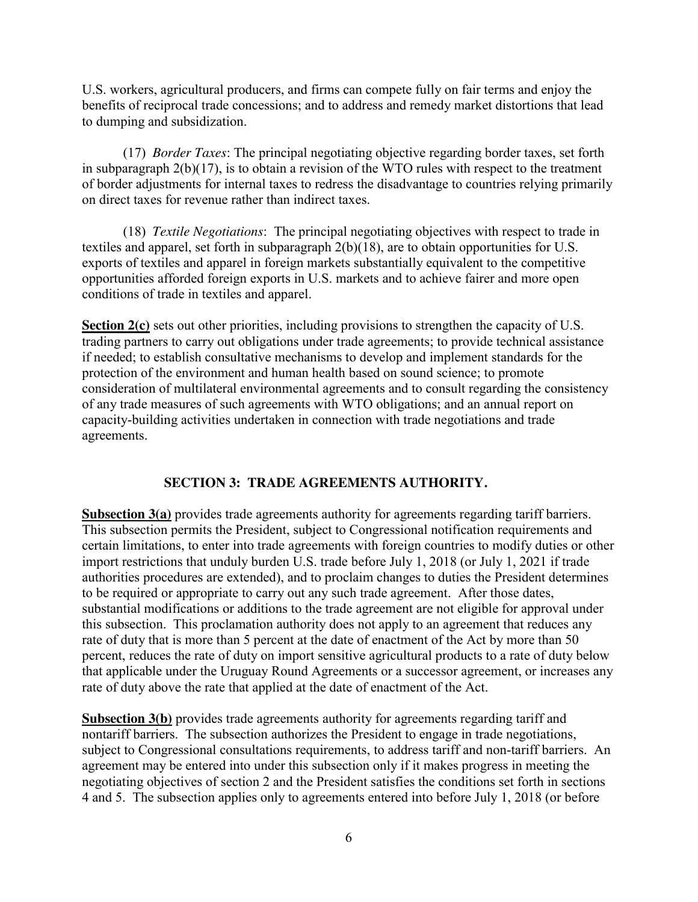U.S. workers, agricultural producers, and firms can compete fully on fair terms and enjoy the benefits of reciprocal trade concessions; and to address and remedy market distortions that lead to dumping and subsidization.

(17) *Border Taxes*: The principal negotiating objective regarding border taxes, set forth in subparagraph 2(b)(17), is to obtain a revision of the WTO rules with respect to the treatment of border adjustments for internal taxes to redress the disadvantage to countries relying primarily on direct taxes for revenue rather than indirect taxes.

(18) *Textile Negotiations*: The principal negotiating objectives with respect to trade in textiles and apparel, set forth in subparagraph 2(b)(18), are to obtain opportunities for U.S. exports of textiles and apparel in foreign markets substantially equivalent to the competitive opportunities afforded foreign exports in U.S. markets and to achieve fairer and more open conditions of trade in textiles and apparel.

**Section 2(c)** sets out other priorities, including provisions to strengthen the capacity of U.S. trading partners to carry out obligations under trade agreements; to provide technical assistance if needed; to establish consultative mechanisms to develop and implement standards for the protection of the environment and human health based on sound science; to promote consideration of multilateral environmental agreements and to consult regarding the consistency of any trade measures of such agreements with WTO obligations; and an annual report on capacity-building activities undertaken in connection with trade negotiations and trade agreements.

## SECTION 3: TRADE AGREEMENTS AUTHORITY.

**Subsection 3(a)** provides trade agreements authority for agreements regarding tariff barriers. This subsection permits the President, subject to Congressional notification requirements and certain limitations, to enter into trade agreements with foreign countries to modify duties or other import restrictions that unduly burden U.S. trade before July 1, 2018 (or July 1, 2021 if trade authorities procedures are extended), and to proclaim changes to duties the President determines to be required or appropriate to carry out any such trade agreement. After those dates, substantial modifications or additions to the trade agreement are not eligible for approval under this subsection. This proclamation authority does not apply to an agreement that reduces any rate of duty that is more than 5 percent at the date of enactment of the Act by more than 50 percent, reduces the rate of duty on import sensitive agricultural products to a rate of duty below that applicable under the Uruguay Round Agreements or a successor agreement, or increases any rate of duty above the rate that applied at the date of enactment of the Act.

**Subsection 3(b)** provides trade agreements authority for agreements regarding tariff and nontariff barriers. The subsection authorizes the President to engage in trade negotiations, subject to Congressional consultations requirements, to address tariff and non-tariff barriers. An agreement may be entered into under this subsection only if it makes progress in meeting the negotiating objectives of section 2 and the President satisfies the conditions set forth in sections 4 and 5. The subsection applies only to agreements entered into before July 1, 2018 (or before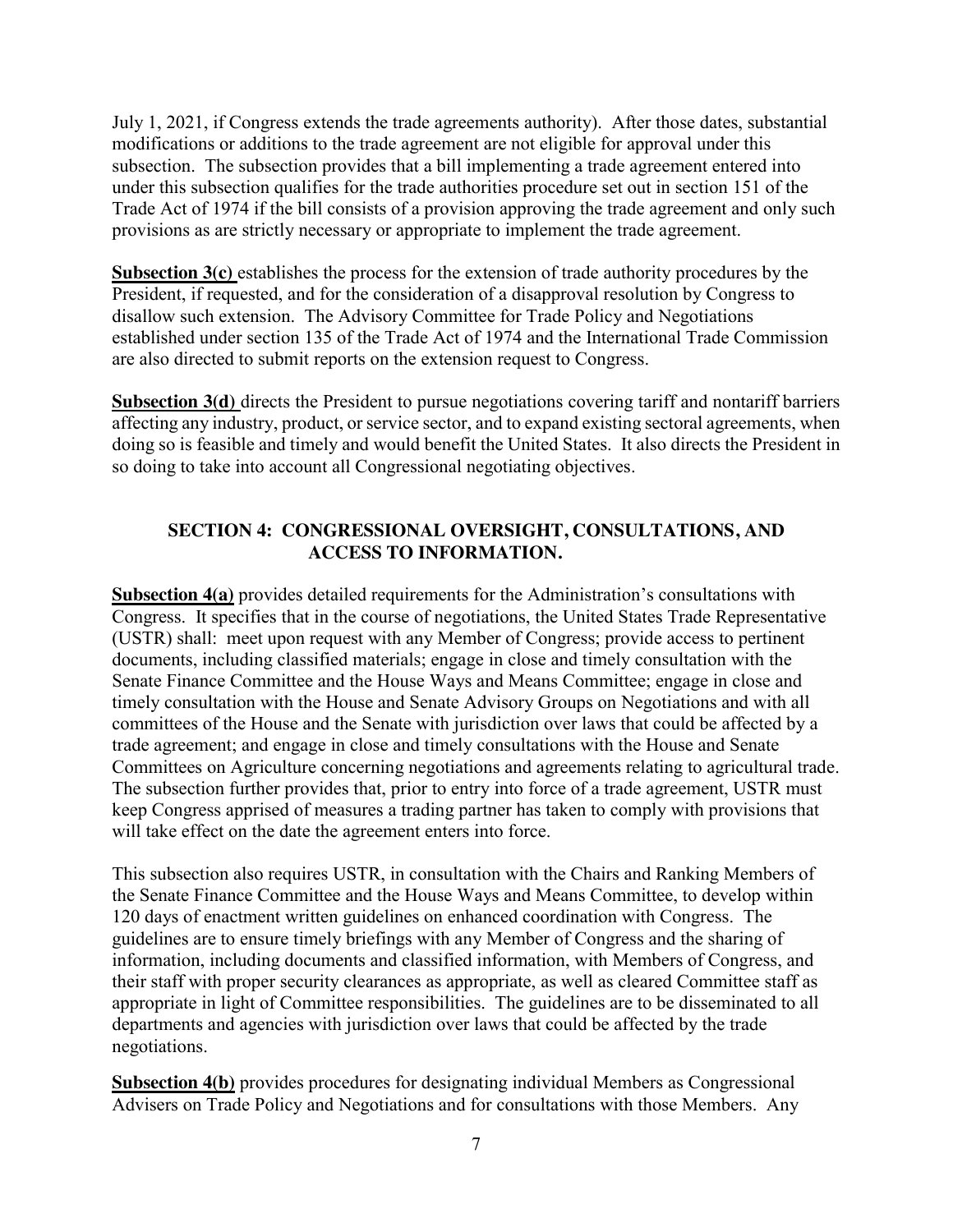July 1, 2021, if Congress extends the trade agreements authority). After those dates, substantial modifications or additions to the trade agreement are not eligible for approval under this subsection. The subsection provides that a bill implementing a trade agreement entered into under this subsection qualifies for the trade authorities procedure set out in section 151 of the Trade Act of 1974 if the bill consists of a provision approving the trade agreement and only such provisions as are strictly necessary or appropriate to implement the trade agreement.

**Subsection 3(c)** establishes the process for the extension of trade authority procedures by the President, if requested, and for the consideration of a disapproval resolution by Congress to disallow such extension. The Advisory Committee for Trade Policy and Negotiations established under section 135 of the Trade Act of 1974 and the International Trade Commission are also directed to submit reports on the extension request to Congress.

**Subsection 3(d)** directs the President to pursue negotiations covering tariff and nontariff barriers affecting any industry, product, or service sector, and to expand existing sectoral agreements, when doing so is feasible and timely and would benefit the United States. It also directs the President in so doing to take into account all Congressional negotiating objectives.

## SECTION 4: CONGRESSIONAL OVERSIGHT, CONSULTATIONS, AND ACCESS TO INFORMATION.

**Subsection 4(a)** provides detailed requirements for the Administration's consultations with Congress. It specifies that in the course of negotiations, the United States Trade Representative (USTR) shall: meet upon request with any Member of Congress; provide access to pertinent documents, including classified materials; engage in close and timely consultation with the Senate Finance Committee and the House Ways and Means Committee; engage in close and timely consultation with the House and Senate Advisory Groups on Negotiations and with all committees of the House and the Senate with jurisdiction over laws that could be affected by a trade agreement; and engage in close and timely consultations with the House and Senate Committees on Agriculture concerning negotiations and agreements relating to agricultural trade. The subsection further provides that, prior to entry into force of a trade agreement, USTR must keep Congress apprised of measures a trading partner has taken to comply with provisions that will take effect on the date the agreement enters into force.

This subsection also requires USTR, in consultation with the Chairs and Ranking Members of the Senate Finance Committee and the House Ways and Means Committee, to develop within 120 days of enactment written guidelines on enhanced coordination with Congress. The guidelines are to ensure timely briefings with any Member of Congress and the sharing of information, including documents and classified information, with Members of Congress, and their staff with proper security clearances as appropriate, as well as cleared Committee staff as appropriate in light of Committee responsibilities. The guidelines are to be disseminated to all departments and agencies with jurisdiction over laws that could be affected by the trade negotiations.

**Subsection 4(b)** provides procedures for designating individual Members as Congressional Advisers on Trade Policy and Negotiations and for consultations with those Members. Any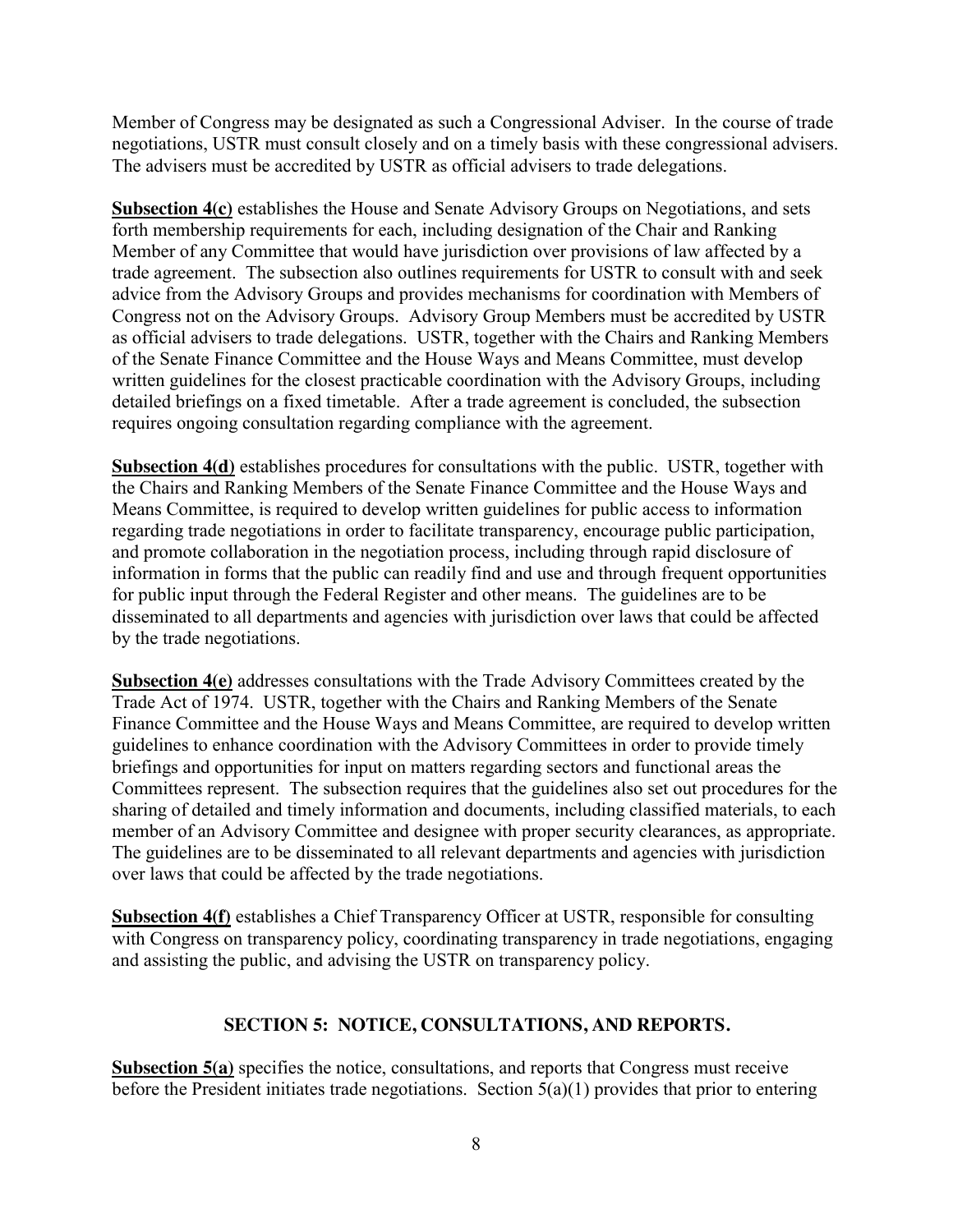Member of Congress may be designated as such a Congressional Adviser. In the course of trade negotiations, USTR must consult closely and on a timely basis with these congressional advisers. The advisers must be accredited by USTR as official advisers to trade delegations.

**Subsection 4(c)** establishes the House and Senate Advisory Groups on Negotiations, and sets forth membership requirements for each, including designation of the Chair and Ranking Member of any Committee that would have jurisdiction over provisions of law affected by a trade agreement. The subsection also outlines requirements for USTR to consult with and seek advice from the Advisory Groups and provides mechanisms for coordination with Members of Congress not on the Advisory Groups. Advisory Group Members must be accredited by USTR as official advisers to trade delegations. USTR, together with the Chairs and Ranking Members of the Senate Finance Committee and the House Ways and Means Committee, must develop written guidelines for the closest practicable coordination with the Advisory Groups, including detailed briefings on a fixed timetable. After a trade agreement is concluded, the subsection requires ongoing consultation regarding compliance with the agreement.

**Subsection 4(d)** establishes procedures for consultations with the public. USTR, together with the Chairs and Ranking Members of the Senate Finance Committee and the House Ways and Means Committee, is required to develop written guidelines for public access to information regarding trade negotiations in order to facilitate transparency, encourage public participation, and promote collaboration in the negotiation process, including through rapid disclosure of information in forms that the public can readily find and use and through frequent opportunities for public input through the Federal Register and other means. The guidelines are to be disseminated to all departments and agencies with jurisdiction over laws that could be affected by the trade negotiations.

**Subsection 4(e)** addresses consultations with the Trade Advisory Committees created by the Trade Act of 1974. USTR, together with the Chairs and Ranking Members of the Senate Finance Committee and the House Ways and Means Committee, are required to develop written guidelines to enhance coordination with the Advisory Committees in order to provide timely briefings and opportunities for input on matters regarding sectors and functional areas the Committees represent. The subsection requires that the guidelines also set out procedures for the sharing of detailed and timely information and documents, including classified materials, to each member of an Advisory Committee and designee with proper security clearances, as appropriate. The guidelines are to be disseminated to all relevant departments and agencies with jurisdiction over laws that could be affected by the trade negotiations.

**Subsection 4(f)** establishes a Chief Transparency Officer at USTR, responsible for consulting with Congress on transparency policy, coordinating transparency in trade negotiations, engaging and assisting the public, and advising the USTR on transparency policy.

## SECTION 5: NOTICE, CONSULTATIONS, AND REPORTS.

**Subsection 5(a)** specifies the notice, consultations, and reports that Congress must receive before the President initiates trade negotiations. Section 5(a)(1) provides that prior to entering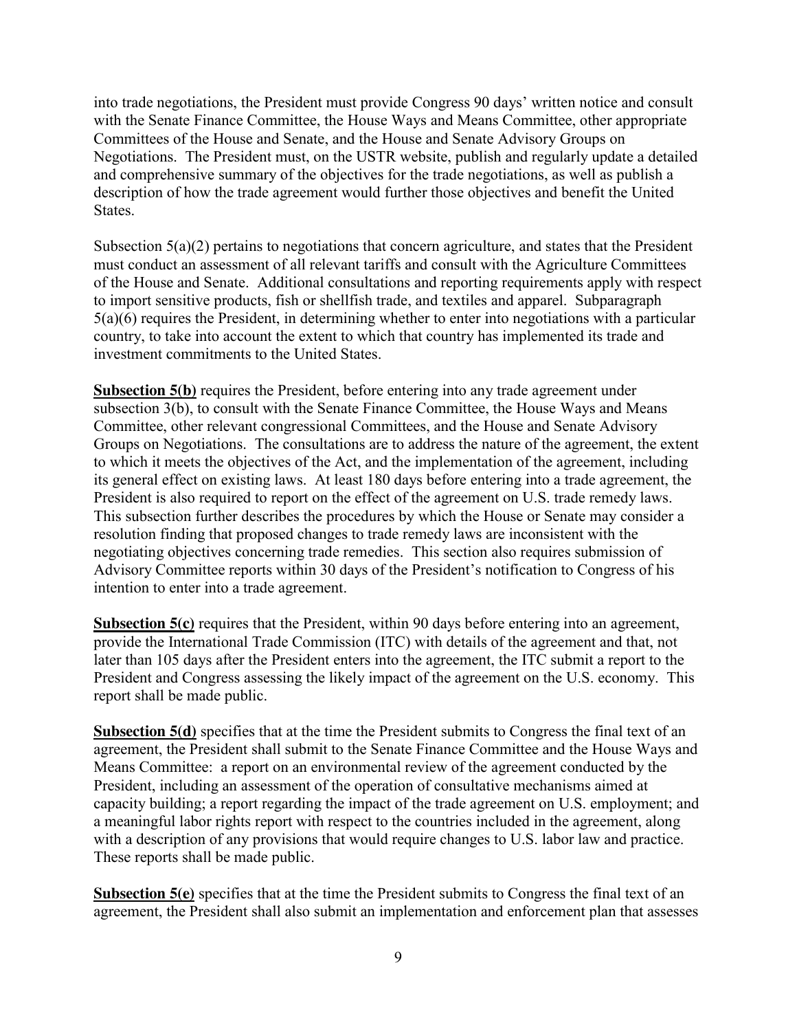into trade negotiations, the President must provide Congress 90 days' written notice and consult with the Senate Finance Committee, the House Ways and Means Committee, other appropriate Committees of the House and Senate, and the House and Senate Advisory Groups on Negotiations. The President must, on the USTR website, publish and regularly update a detailed and comprehensive summary of the objectives for the trade negotiations, as well as publish a description of how the trade agreement would further those objectives and benefit the United States.

Subsection 5(a)(2) pertains to negotiations that concern agriculture, and states that the President must conduct an assessment of all relevant tariffs and consult with the Agriculture Committees of the House and Senate. Additional consultations and reporting requirements apply with respect to import sensitive products, fish or shellfish trade, and textiles and apparel. Subparagraph 5(a)(6) requires the President, in determining whether to enter into negotiations with a particular country, to take into account the extent to which that country has implemented its trade and investment commitments to the United States.

**Subsection 5(b)** requires the President, before entering into any trade agreement under subsection 3(b), to consult with the Senate Finance Committee, the House Ways and Means Committee, other relevant congressional Committees, and the House and Senate Advisory Groups on Negotiations. The consultations are to address the nature of the agreement, the extent to which it meets the objectives of the Act, and the implementation of the agreement, including its general effect on existing laws. At least 180 days before entering into a trade agreement, the President is also required to report on the effect of the agreement on U.S. trade remedy laws. This subsection further describes the procedures by which the House or Senate may consider a resolution finding that proposed changes to trade remedy laws are inconsistent with the negotiating objectives concerning trade remedies. This section also requires submission of Advisory Committee reports within 30 days of the President's notification to Congress of his intention to enter into a trade agreement.

**Subsection 5(c)** requires that the President, within 90 days before entering into an agreement, provide the International Trade Commission (ITC) with details of the agreement and that, not later than 105 days after the President enters into the agreement, the ITC submit a report to the President and Congress assessing the likely impact of the agreement on the U.S. economy. This report shall be made public.

**Subsection 5(d)** specifies that at the time the President submits to Congress the final text of an agreement, the President shall submit to the Senate Finance Committee and the House Ways and Means Committee: a report on an environmental review of the agreement conducted by the President, including an assessment of the operation of consultative mechanisms aimed at capacity building; a report regarding the impact of the trade agreement on U.S. employment; and a meaningful labor rights report with respect to the countries included in the agreement, along with a description of any provisions that would require changes to U.S. labor law and practice. These reports shall be made public.

**Subsection 5(e)** specifies that at the time the President submits to Congress the final text of an agreement, the President shall also submit an implementation and enforcement plan that assesses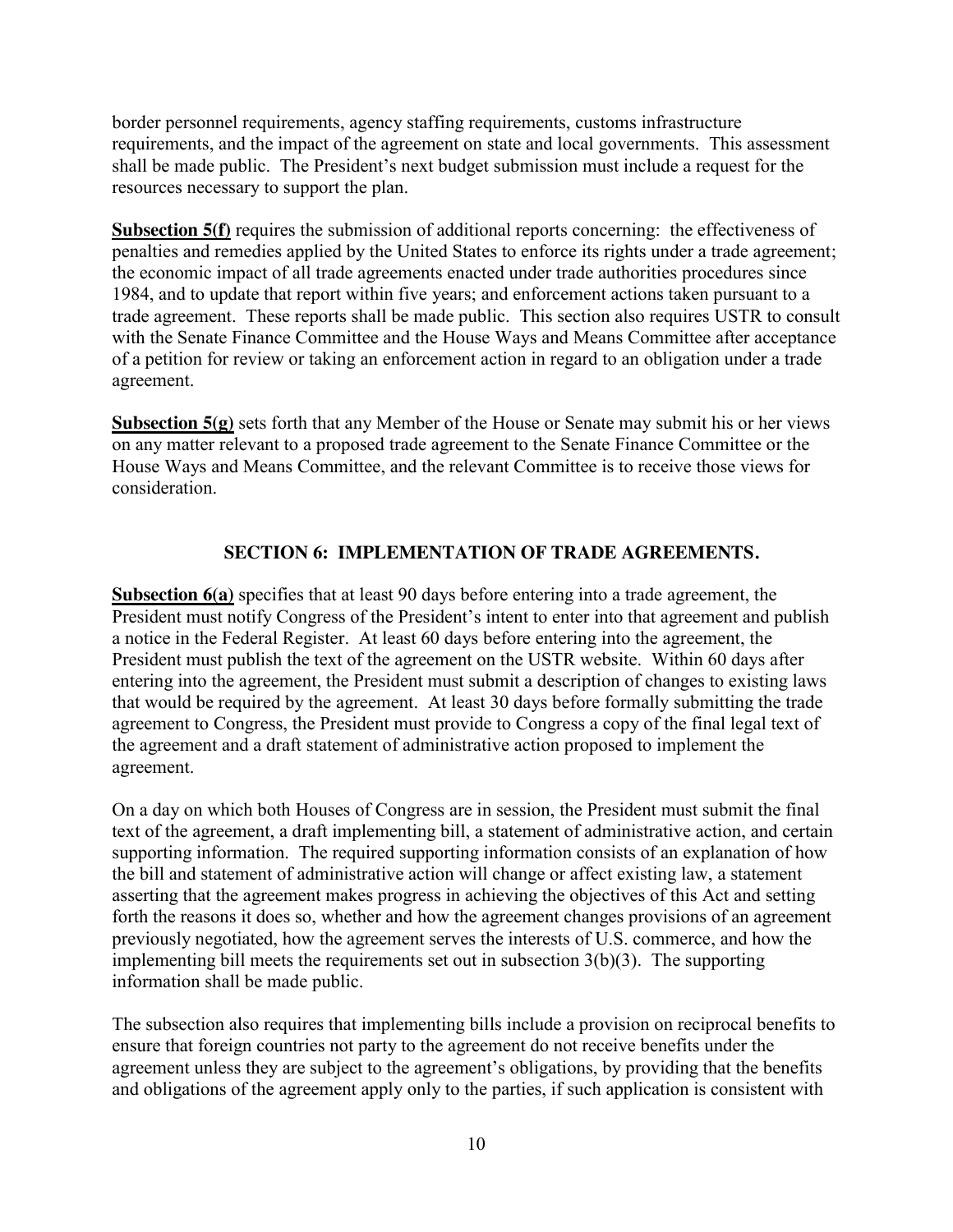border personnel requirements, agency staffing requirements, customs infrastructure requirements, and the impact of the agreement on state and local governments. This assessment shall be made public. The President's next budget submission must include a request for the resources necessary to support the plan.

**Subsection 5(f)** requires the submission of additional reports concerning: the effectiveness of penalties and remedies applied by the United States to enforce its rights under a trade agreement; the economic impact of all trade agreements enacted under trade authorities procedures since 1984, and to update that report within five years; and enforcement actions taken pursuant to a trade agreement. These reports shall be made public. This section also requires USTR to consult with the Senate Finance Committee and the House Ways and Means Committee after acceptance of a petition for review or taking an enforcement action in regard to an obligation under a trade agreement.

**Subsection 5(g)** sets forth that any Member of the House or Senate may submit his or her views on any matter relevant to a proposed trade agreement to the Senate Finance Committee or the House Ways and Means Committee, and the relevant Committee is to receive those views for consideration.

## SECTION 6: IMPLEMENTATION OF TRADE AGREEMENTS.

**Subsection 6(a)** specifies that at least 90 days before entering into a trade agreement, the President must notify Congress of the President's intent to enter into that agreement and publish a notice in the Federal Register. At least 60 days before entering into the agreement, the President must publish the text of the agreement on the USTR website. Within 60 days after entering into the agreement, the President must submit a description of changes to existing laws that would be required by the agreement. At least 30 days before formally submitting the trade agreement to Congress, the President must provide to Congress a copy of the final legal text of the agreement and a draft statement of administrative action proposed to implement the agreement.

On a day on which both Houses of Congress are in session, the President must submit the final text of the agreement, a draft implementing bill, a statement of administrative action, and certain supporting information. The required supporting information consists of an explanation of how the bill and statement of administrative action will change or affect existing law, a statement asserting that the agreement makes progress in achieving the objectives of this Act and setting forth the reasons it does so, whether and how the agreement changes provisions of an agreement previously negotiated, how the agreement serves the interests of U.S. commerce, and how the implementing bill meets the requirements set out in subsection 3(b)(3). The supporting information shall be made public.

The subsection also requires that implementing bills include a provision on reciprocal benefits to ensure that foreign countries not party to the agreement do not receive benefits under the agreement unless they are subject to the agreement's obligations, by providing that the benefits and obligations of the agreement apply only to the parties, if such application is consistent with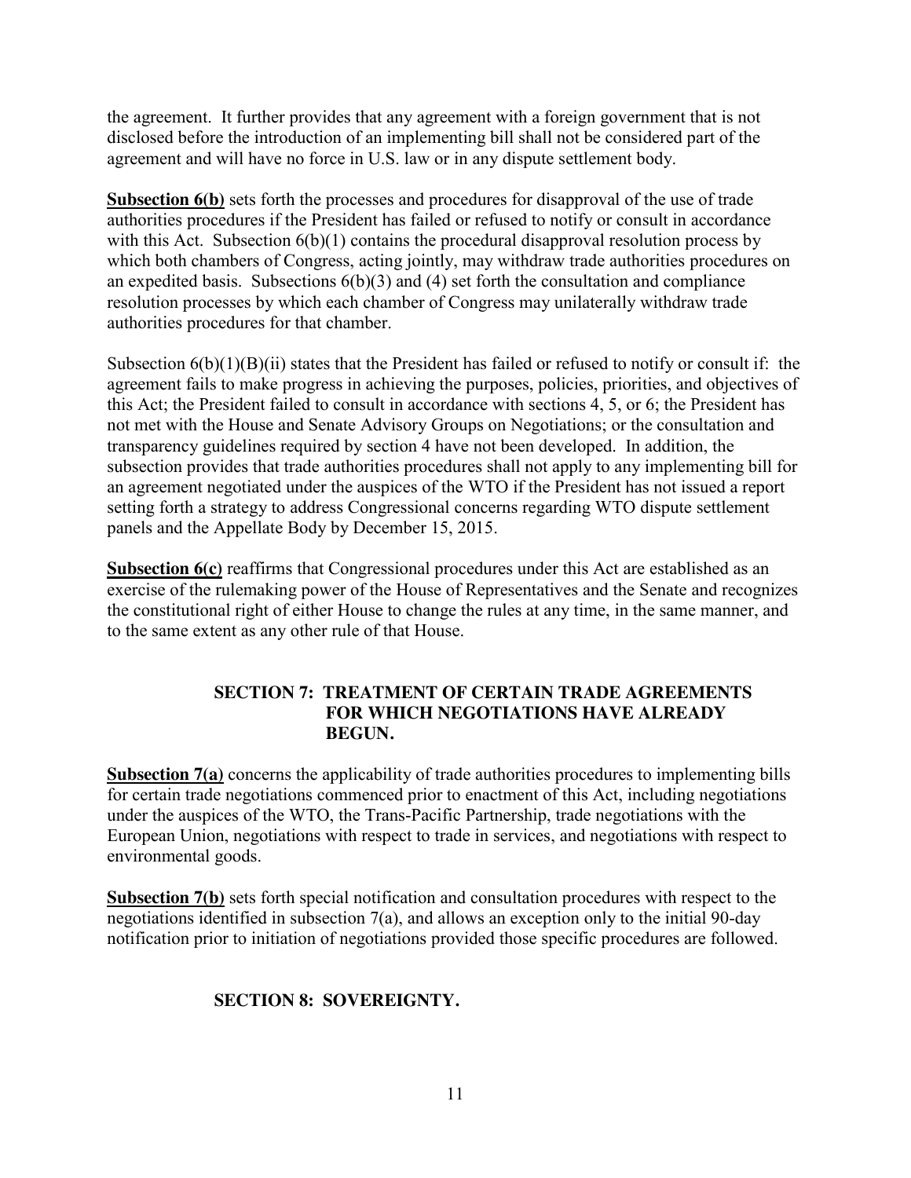the agreement. It further provides that any agreement with a foreign government that is not disclosed before the introduction of an implementing bill shall not be considered part of the agreement and will have no force in U.S. law or in any dispute settlement body.

**Subsection 6(b)** sets forth the processes and procedures for disapproval of the use of trade authorities procedures if the President has failed or refused to notify or consult in accordance with this Act. Subsection 6(b)(1) contains the procedural disapproval resolution process by which both chambers of Congress, acting jointly, may withdraw trade authorities procedures on an expedited basis. Subsections 6(b)(3) and (4) set forth the consultation and compliance resolution processes by which each chamber of Congress may unilaterally withdraw trade authorities procedures for that chamber.

Subsection 6(b)(1)(B)(ii) states that the President has failed or refused to notify or consult if: the agreement fails to make progress in achieving the purposes, policies, priorities, and objectives of this Act; the President failed to consult in accordance with sections 4, 5, or 6; the President has not met with the House and Senate Advisory Groups on Negotiations; or the consultation and transparency guidelines required by section 4 have not been developed. In addition, the subsection provides that trade authorities procedures shall not apply to any implementing bill for an agreement negotiated under the auspices of the WTO if the President has not issued a report setting forth a strategy to address Congressional concerns regarding WTO dispute settlement panels and the Appellate Body by December 15, 2015.

**Subsection 6(c)** reaffirms that Congressional procedures under this Act are established as an exercise of the rulemaking power of the House of Representatives and the Senate and recognizes the constitutional right of either House to change the rules at any time, in the same manner, and to the same extent as any other rule of that House.

## SECTION 7: TREATMENT OF CERTAIN TRADE AGREEMENTS FOR WHICH NEGOTIATIONS HAVE ALREADY BEGUN.

**Subsection 7(a)** concerns the applicability of trade authorities procedures to implementing bills for certain trade negotiations commenced prior to enactment of this Act, including negotiations under the auspices of the WTO, the Trans-Pacific Partnership, trade negotiations with the European Union, negotiations with respect to trade in services, and negotiations with respect to environmental goods.

**Subsection 7(b)** sets forth special notification and consultation procedures with respect to the negotiations identified in subsection 7(a), and allows an exception only to the initial 90-day notification prior to initiation of negotiations provided those specific procedures are followed.

## SECTION 8: SOVEREIGNTY.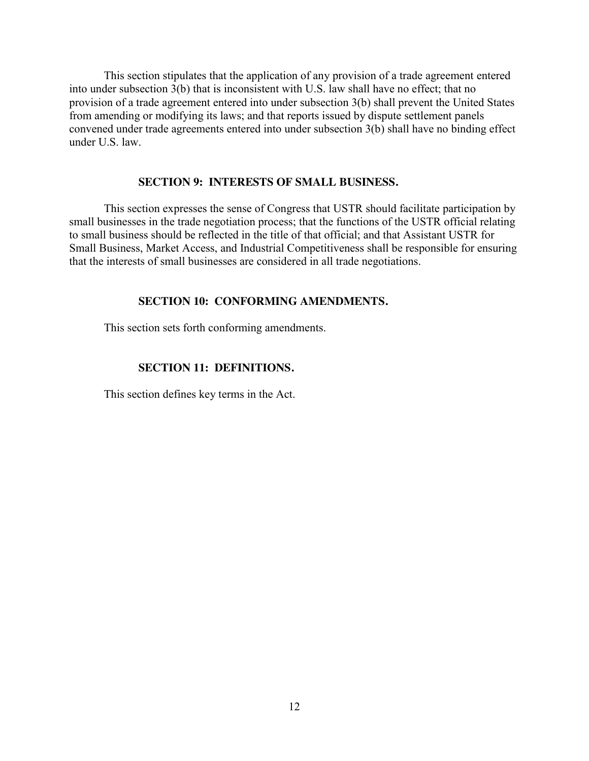This section stipulates that the application of any provision of a trade agreement entered into under subsection 3(b) that is inconsistent with U.S. law shall have no effect; that no provision of a trade agreement entered into under subsection 3(b) shall prevent the United States from amending or modifying its laws; and that reports issued by dispute settlement panels convened under trade agreements entered into under subsection 3(b) shall have no binding effect under U.S. law.

## SECTION 9: INTERESTS OF SMALL BUSINESS.

This section expresses the sense of Congress that USTR should facilitate participation by small businesses in the trade negotiation process; that the functions of the USTR official relating to small business should be reflected in the title of that official; and that Assistant USTR for Small Business, Market Access, and Industrial Competitiveness shall be responsible for ensuring that the interests of small businesses are considered in all trade negotiations.

## SECTION 10: CONFORMING AMENDMENTS.

This section sets forth conforming amendments.

## SECTION 11: DEFINITIONS.

This section defines key terms in the Act.